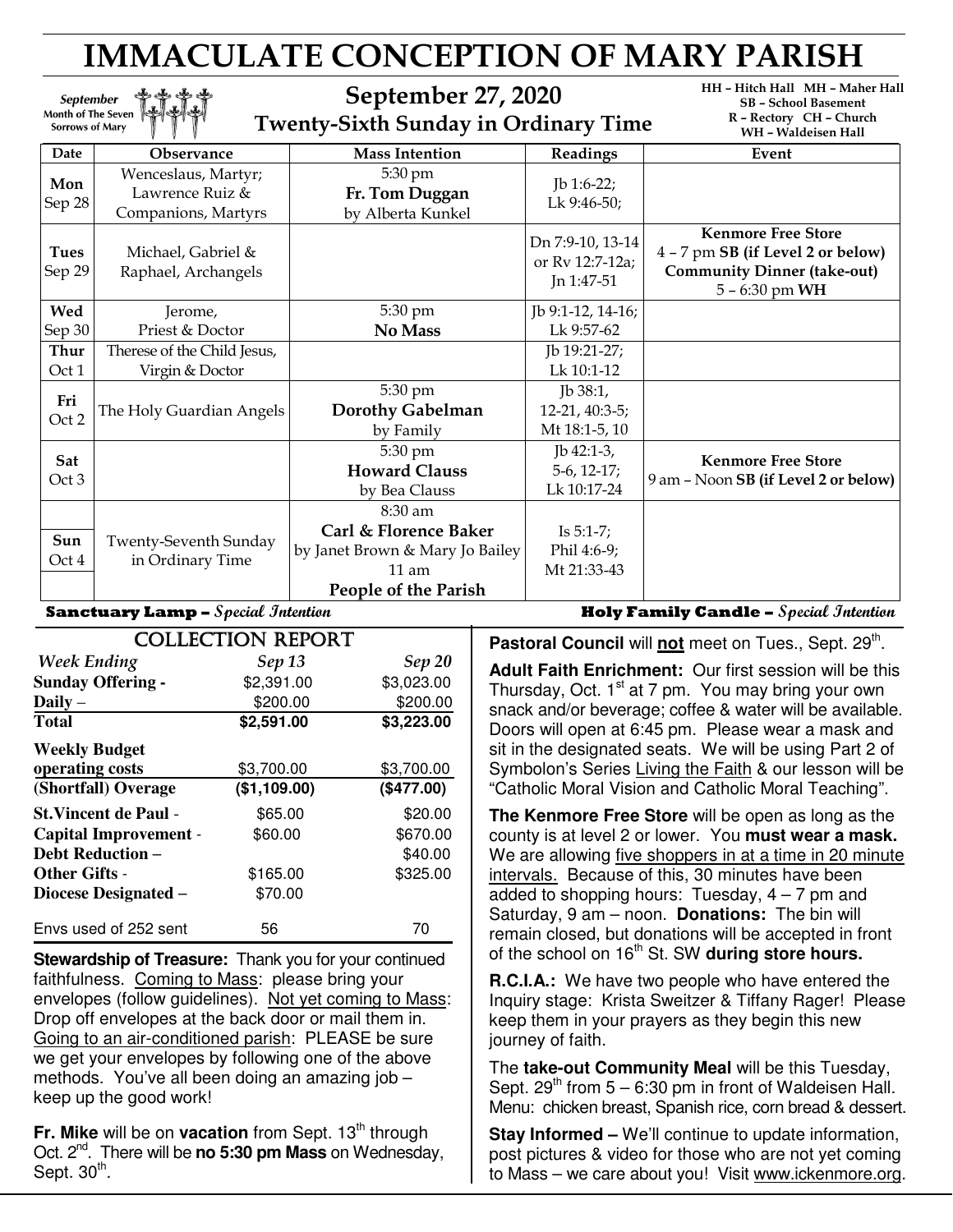# IMMACULATE CONCEPTION OF MARY PARISH

*September* Month of The Seven Sorrows of Mary

## September 27, 2020
### Twenty-Sixth Sunday in Ordinary Time

HH – Hitch Hall MH – Maher Hall
SB – School Basement
R – Rectory CH – Church
WH – Waldeisen Hall

| Date | Observance | Mass Intention | Readings | Event |
|---|---|---|---|---|
| **Mon** Sep 28 | Wenceslaus, Martyr; Lawrence Ruiz & Companions, Martyrs | 5:30 pm **Fr. Tom Duggan** by Alberta Kunkel | Jb 1:6-22; Lk 9:46-50; | |
| **Tues** Sep 29 | Michael, Gabriel & Raphael, Archangels | | Dn 7:9-10, 13-14 or Rv 12:7-12a; Jn 1:47-51 | **Kenmore Free Store** 4 – 7 pm **SB (if Level 2 or below)** **Community Dinner (take-out)** 5 – 6:30 pm **WH** |
| **Wed** Sep 30 | Jerome, Priest & Doctor | 5:30 pm **No Mass** | Jb 9:1-12, 14-16; Lk 9:57-62 | |
| **Thur** Oct 1 | Therese of the Child Jesus, Virgin & Doctor | | Jb 19:21-27; Lk 10:1-12 | |
| **Fri** Oct 2 | The Holy Guardian Angels | 5:30 pm **Dorothy Gabelman** by Family | Jb 38:1, 12-21, 40:3-5; Mt 18:1-5, 10 | |
| **Sat** Oct 3 | | 5:30 pm **Howard Clauss** by Bea Clauss | Jb 42:1-3, 5-6, 12-17; Lk 10:17-24 | **Kenmore Free Store** 9 am – Noon **SB (if Level 2 or below)** |
| **Sun** Oct 4 | Twenty-Seventh Sunday in Ordinary Time | 8:30 am **Carl & Florence Baker** by Janet Brown & Mary Jo Bailey; 11 am **People of the Parish** | Is 5:1-7; Phil 4:6-9; Mt 21:33-43 | |

**Sanctuary Lamp –** *Special Intention* **Holy Family Candle –** *Special Intention*

## COLLECTION REPORT

| *Week Ending* | *Sep 13* | *Sep 20* |
|---|---|---|
| **Sunday Offering -** | $2,391.00 | $3,023.00 |
| **Daily –** | $200.00 | $200.00 |
| **Total** | **$2,591.00** | **$3,223.00** |
| **Weekly Budget operating costs** | $3,700.00 | $3,700.00 |
| **(Shortfall) Overage** | **($1,109.00)** | **($477.00)** |
| **St.Vincent de Paul** - | $65.00 | $20.00 |
| **Capital Improvement** - | $60.00 | $670.00 |
| **Debt Reduction –** | | $40.00 |
| **Other Gifts** - | $165.00 | $325.00 |
| **Diocese Designated –** | $70.00 | |
| Envs used of 252 sent | 56 | 70 |

**Stewardship of Treasure:** Thank you for your continued faithfulness. Coming to Mass: please bring your envelopes (follow guidelines). Not yet coming to Mass: Drop off envelopes at the back door or mail them in. Going to an air-conditioned parish: PLEASE be sure we get your envelopes by following one of the above methods. You've all been doing an amazing job – keep up the good work!

**Fr. Mike** will be on **vacation** from Sept. 13th through Oct. 2nd. There will be **no 5:30 pm Mass** on Wednesday, Sept. 30th.

**Pastoral Council** will **not** meet on Tues., Sept. 29th.

**Adult Faith Enrichment:** Our first session will be this Thursday, Oct. 1st at 7 pm. You may bring your own snack and/or beverage; coffee & water will be available. Doors will open at 6:45 pm. Please wear a mask and sit in the designated seats. We will be using Part 2 of Symbolon's Series Living the Faith & our lesson will be "Catholic Moral Vision and Catholic Moral Teaching".

**The Kenmore Free Store** will be open as long as the county is at level 2 or lower. You **must wear a mask.** We are allowing five shoppers in at a time in 20 minute intervals. Because of this, 30 minutes have been added to shopping hours: Tuesday, 4 – 7 pm and Saturday, 9 am – noon. **Donations:** The bin will remain closed, but donations will be accepted in front of the school on 16th St. SW **during store hours.**

**R.C.I.A.:** We have two people who have entered the Inquiry stage: Krista Sweitzer & Tiffany Rager! Please keep them in your prayers as they begin this new journey of faith.

The **take-out Community Meal** will be this Tuesday, Sept. 29th from 5 – 6:30 pm in front of Waldeisen Hall. Menu: chicken breast, Spanish rice, corn bread & dessert.

**Stay Informed –** We'll continue to update information, post pictures & video for those who are not yet coming to Mass – we care about you! Visit www.ickenmore.org.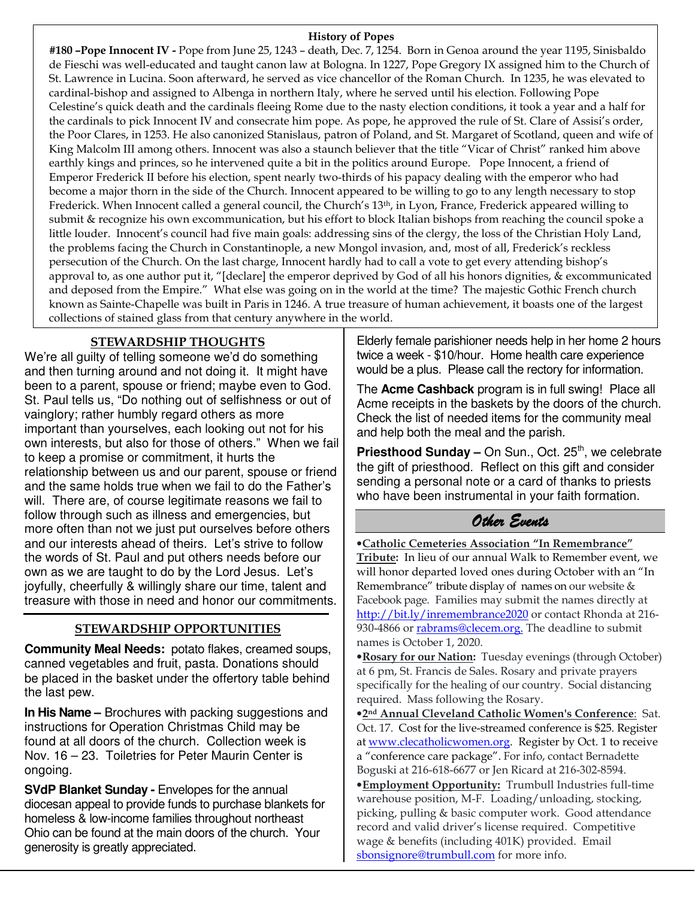### History of Popes

**#180 –Pope Innocent IV -** Pope from June 25, 1243 – death, Dec. 7, 1254. Born in Genoa around the year 1195, Sinisbaldo de Fieschi was well-educated and taught canon law at Bologna. In 1227, Pope Gregory IX assigned him to the Church of St. Lawrence in Lucina. Soon afterward, he served as vice chancellor of the Roman Church. In 1235, he was elevated to cardinal-bishop and assigned to Albenga in northern Italy, where he served until his election. Following Pope Celestine's quick death and the cardinals fleeing Rome due to the nasty election conditions, it took a year and a half for the cardinals to pick Innocent IV and consecrate him pope. As pope, he approved the rule of St. Clare of Assisi's order, the Poor Clares, in 1253. He also canonized Stanislaus, patron of Poland, and St. Margaret of Scotland, queen and wife of King Malcolm III among others. Innocent was also a staunch believer that the title "Vicar of Christ" ranked him above earthly kings and princes, so he intervened quite a bit in the politics around Europe. Pope Innocent, a friend of Emperor Frederick II before his election, spent nearly two-thirds of his papacy dealing with the emperor who had become a major thorn in the side of the Church. Innocent appeared to be willing to go to any length necessary to stop Frederick. When Innocent called a general council, the Church's 13th, in Lyon, France, Frederick appeared willing to submit & recognize his own excommunication, but his effort to block Italian bishops from reaching the council spoke a little louder. Innocent's council had five main goals: addressing sins of the clergy, the loss of the Christian Holy Land, the problems facing the Church in Constantinople, a new Mongol invasion, and, most of all, Frederick's reckless persecution of the Church. On the last charge, Innocent hardly had to call a vote to get every attending bishop's approval to, as one author put it, "[declare] the emperor deprived by God of all his honors dignities, & excommunicated and deposed from the Empire." What else was going on in the world at the time? The majestic Gothic French church known as Sainte-Chapelle was built in Paris in 1246. A true treasure of human achievement, it boasts one of the largest collections of stained glass from that century anywhere in the world.

## STEWARDSHIP THOUGHTS

We're all guilty of telling someone we'd do something and then turning around and not doing it. It might have been to a parent, spouse or friend; maybe even to God. St. Paul tells us, "Do nothing out of selfishness or out of vainglory; rather humbly regard others as more important than yourselves, each looking out not for his own interests, but also for those of others." When we fail to keep a promise or commitment, it hurts the relationship between us and our parent, spouse or friend and the same holds true when we fail to do the Father's will. There are, of course legitimate reasons we fail to follow through such as illness and emergencies, but more often than not we just put ourselves before others and our interests ahead of theirs. Let's strive to follow the words of St. Paul and put others needs before our own as we are taught to do by the Lord Jesus. Let's joyfully, cheerfully & willingly share our time, talent and treasure with those in need and honor our commitments.

## STEWARDSHIP OPPORTUNITIES

**Community Meal Needs:** potato flakes, creamed soups, canned vegetables and fruit, pasta. Donations should be placed in the basket under the offertory table behind the last pew.

**In His Name –** Brochures with packing suggestions and instructions for Operation Christmas Child may be found at all doors of the church. Collection week is Nov. 16 – 23. Toiletries for Peter Maurin Center is ongoing.

**SVdP Blanket Sunday -** Envelopes for the annual diocesan appeal to provide funds to purchase blankets for homeless & low-income families throughout northeast Ohio can be found at the main doors of the church. Your generosity is greatly appreciated.

Elderly female parishioner needs help in her home 2 hours twice a week - $10/hour. Home health care experience would be a plus. Please call the rectory for information.

The **Acme Cashback** program is in full swing! Place all Acme receipts in the baskets by the doors of the church. Check the list of needed items for the community meal and help both the meal and the parish.

**Priesthood Sunday –** On Sun., Oct. 25th, we celebrate the gift of priesthood. Reflect on this gift and consider sending a personal note or a card of thanks to priests who have been instrumental in your faith formation.

## Other Events

- **Catholic Cemeteries Association "In Remembrance" Tribute:** In lieu of our annual Walk to Remember event, we will honor departed loved ones during October with an "In Remembrance" tribute display of names on our website & Facebook page. Families may submit the names directly at http://bit.ly/inremembrance2020 or contact Rhonda at 216-930-4866 or rabrams@clecem.org. The deadline to submit names is October 1, 2020.
- **Rosary for our Nation:** Tuesday evenings (through October) at 6 pm, St. Francis de Sales. Rosary and private prayers specifically for the healing of our country. Social distancing required. Mass following the Rosary.
- **2nd Annual Cleveland Catholic Women's Conference**: Sat. Oct. 17. Cost for the live-streamed conference is $25. Register at www.clecatholicwomen.org. Register by Oct. 1 to receive a "conference care package". For info, contact Bernadette Boguski at 216-618-6677 or Jen Ricard at 216-302-8594.
- **Employment Opportunity:** Trumbull Industries full-time warehouse position, M-F. Loading/unloading, stocking, picking, pulling & basic computer work. Good attendance record and valid driver's license required. Competitive wage & benefits (including 401K) provided. Email sbonsignore@trumbull.com for more info.